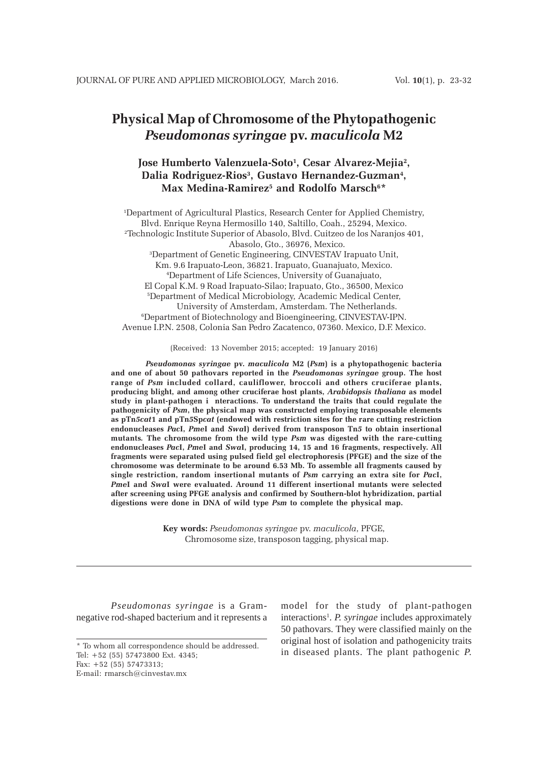# Physical Map of Chromosome of the Phytopathogenic *Pseudomonas syringae* pv. *maculicola* M2

**Jose Humberto Valenzuela-Soto[1], Cesar Alvarez-Mejia[2], Dalia Rodriguez-Rios[3], Gustavo Hernandez-Guzman[4], Max Medina-Ramirez[5] and Rodolfo Marsch[6]***

[1]Department of Agricultural Plastics, Research Center for Applied Chemistry, Blvd. Enrique Reyna Hermosillo 140, Saltillo, Coah., 25294, Mexico.
[2]Technologic Institute Superior of Abasolo, Blvd. Cuitzeo de los Naranjos 401, Abasolo, Gto., 36976, Mexico.
[3]Department of Genetic Engineering, CINVESTAV Irapuato Unit, Km. 9.6 Irapuato-Leon, 36821. Irapuato, Guanajuato, Mexico.
[4]Department of Life Sciences, University of Guanajuato, El Copal K.M. 9 Road Irapuato-Silao; Irapuato, Gto., 36500, Mexico
[5]Department of Medical Microbiology, Academic Medical Center, University of Amsterdam, Amsterdam. The Netherlands.
[6]Department of Biotechnology and Bioengineering, CINVESTAV-IPN. Avenue I.P.N. 2508, Colonia San Pedro Zacatenco, 07360. Mexico, D.F. Mexico.

(Received: 13 November 2015; accepted: 19 January 2016)

***Pseudomonas syringae* pv. *maculicola* M2 (*Psm*) is a phytopathogenic bacteria and one of about 50 pathovars reported in the *Pseudomonas syringae* group. The host range of *Psm* included collard, cauliflower, broccoli and others cruciferae plants, producing blight, and among other cruciferae host plants, *Arabidopsis thaliana* as model study in plant-pathogen i nteractions. To understand the traits that could regulate the pathogenicity of *Psm*, the physical map was constructed employing transposable elements as pTn*5cat*1 and pTn*5*Sp*cat* (endowed with restriction sites for the rare cutting restriction endonucleases *Pac*I, *Pme*I and *Swa*I) derived from transposon Tn*5* to obtain insertional mutants. The chromosome from the wild type *Psm* was digested with the rare-cutting endonucleases *Pac*I, *Pme*I and *Swa*I, producing 14, 15 and 16 fragments, respectively. All fragments were separated using pulsed field gel electrophoresis (PFGE) and the size of the chromosome was determinate to be around 6.53 Mb. To assemble all fragments caused by single restriction, random insertional mutants of *Psm* carrying an extra site for *Pac*I, *Pme*I and *Swa*I were evaluated. Around 11 different insertional mutants were selected after screening using PFGE analysis and confirmed by Southern-blot hybridization, partial digestions were done in DNA of wild type *Psm* to complete the physical map.**

**Key words:** *Pseudomonas syringae* pv. *maculicola*, PFGE, Chromosome size, transposon tagging, physical map.

---

*Pseudomonas syringae* is a Gram-negative rod-shaped bacterium and it represents a model for the study of plant-pathogen interactions[1]. *P. syringae* includes approximately 50 pathovars. They were classified mainly on the original host of isolation and pathogenicity traits in diseased plants. The plant pathogenic *P.*

---

\* To whom all correspondence should be addressed.
Tel: +52 (55) 57473800 Ext. 4345;
Fax: +52 (55) 57473313;
E-mail: rmarsch@cinvestav.mx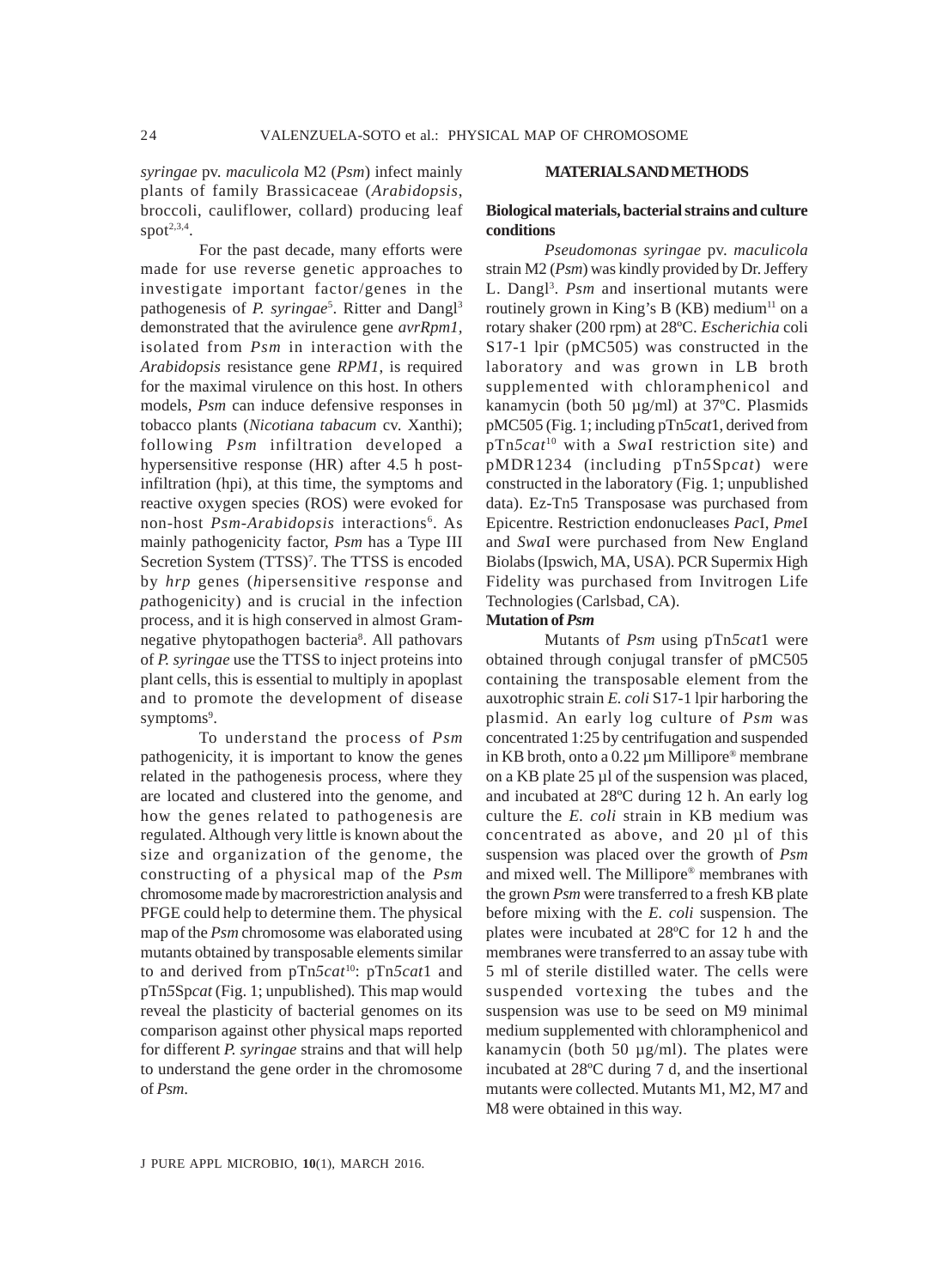*syringae* pv. *maculicola* M2 (*Psm*) infect mainly plants of family Brassicaceae (*Arabidopsis*, broccoli, cauliflower, collard) producing leaf spot[2,3,4].

For the past decade, many efforts were made for use reverse genetic approaches to investigate important factor/genes in the pathogenesis of *P. syringae*[5]. Ritter and Dangl[3] demonstrated that the avirulence gene *avrRpm1*, isolated from *Psm* in interaction with the *Arabidopsis* resistance gene *RPM1*, is required for the maximal virulence on this host. In others models, *Psm* can induce defensive responses in tobacco plants (*Nicotiana tabacum* cv. Xanthi); following *Psm* infiltration developed a hypersensitive response (HR) after 4.5 h post-infiltration (hpi), at this time, the symptoms and reactive oxygen species (ROS) were evoked for non-host *Psm*-*Arabidopsis* interactions[6]. As mainly pathogenicity factor, *Psm* has a Type III Secretion System (TTSS)[7]. The TTSS is encoded by *hrp* genes (*h*ipersensitive *r*esponse and *p*athogenicity) and is crucial in the infection process, and it is high conserved in almost Gram-negative phytopathogen bacteria[8]. All pathovars of *P. syringae* use the TTSS to inject proteins into plant cells, this is essential to multiply in apoplast and to promote the development of disease symptoms[9].

To understand the process of *Psm* pathogenicity, it is important to know the genes related in the pathogenesis process, where they are located and clustered into the genome, and how the genes related to pathogenesis are regulated. Although very little is known about the size and organization of the genome, the constructing of a physical map of the *Psm* chromosome made by macrorestriction analysis and PFGE could help to determine them. The physical map of the *Psm* chromosome was elaborated using mutants obtained by transposable elements similar to and derived from pTn*5cat*[10]: pTn*5cat*1 and pTn*5*Sp*cat* (Fig. 1; unpublished). This map would reveal the plasticity of bacterial genomes on its comparison against other physical maps reported for different *P. syringae* strains and that will help to understand the gene order in the chromosome of *Psm*.

## MATERIALS AND METHODS

### Biological materials, bacterial strains and culture conditions

*Pseudomonas syringae* pv. *maculicola* strain M2 (*Psm*) was kindly provided by Dr. Jeffery L. Dangl[3]. *Psm* and insertional mutants were routinely grown in King's B (KB) medium[11] on a rotary shaker (200 rpm) at 28ºC. *Escherichia* coli S17-1 lpir (pMC505) was constructed in the laboratory and was grown in LB broth supplemented with chloramphenicol and kanamycin (both 50 µg/ml) at 37ºC. Plasmids pMC505 (Fig. 1; including pTn*5cat*1, derived from pTn*5cat*[10] with a *Swa*I restriction site) and pMDR1234 (including pTn*5*Sp*cat*) were constructed in the laboratory (Fig. 1; unpublished data). Ez-Tn5 Transposase was purchased from Epicentre. Restriction endonucleases *Pac*I, *Pme*I and *Swa*I were purchased from New England Biolabs (Ipswich, MA, USA). PCR Supermix High Fidelity was purchased from Invitrogen Life Technologies (Carlsbad, CA).

### Mutation of *Psm*

Mutants of *Psm* using pTn*5cat*1 were obtained through conjugal transfer of pMC505 containing the transposable element from the auxotrophic strain *E. coli* S17-1 lpir harboring the plasmid. An early log culture of *Psm* was concentrated 1:25 by centrifugation and suspended in KB broth, onto a 0.22 µm Millipore® membrane on a KB plate 25 µl of the suspension was placed, and incubated at 28ºC during 12 h. An early log culture the *E. coli* strain in KB medium was concentrated as above, and 20 µl of this suspension was placed over the growth of *Psm* and mixed well. The Millipore® membranes with the grown *Psm* were transferred to a fresh KB plate before mixing with the *E. coli* suspension. The plates were incubated at 28ºC for 12 h and the membranes were transferred to an assay tube with 5 ml of sterile distilled water. The cells were suspended vortexing the tubes and the suspension was use to be seed on M9 minimal medium supplemented with chloramphenicol and kanamycin (both 50 µg/ml). The plates were incubated at 28ºC during 7 d, and the insertional mutants were collected. Mutants M1, M2, M7 and M8 were obtained in this way.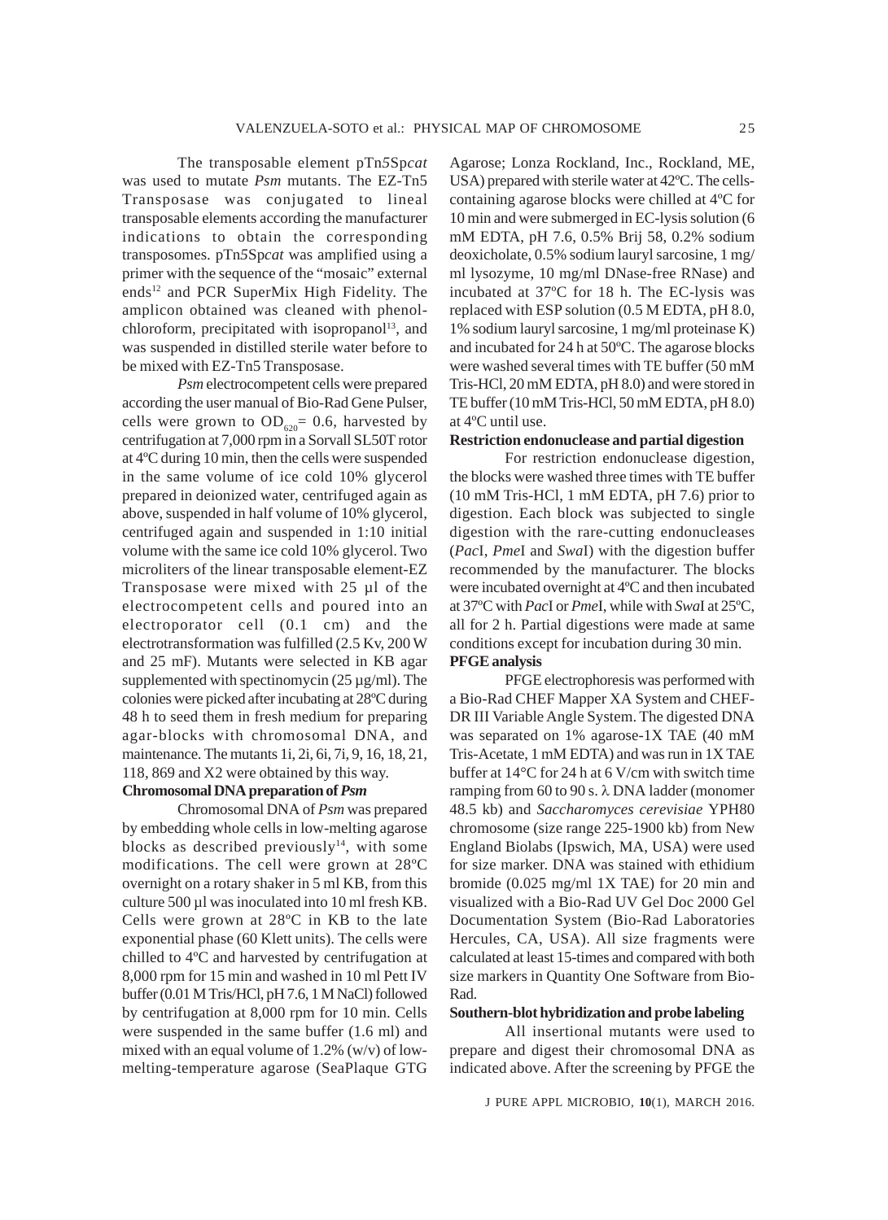The transposable element pTn*5*Sp*cat* was used to mutate *Psm* mutants. The EZ-Tn5 Transposase was conjugated to lineal transposable elements according the manufacturer indications to obtain the corresponding transposomes. pTn*5*Sp*cat* was amplified using a primer with the sequence of the "mosaic" external ends[12] and PCR SuperMix High Fidelity. The amplicon obtained was cleaned with phenol-chloroform, precipitated with isopropanol[13], and was suspended in distilled sterile water before to be mixed with EZ-Tn5 Transposase.

*Psm* electrocompetent cells were prepared according the user manual of Bio-Rad Gene Pulser, cells were grown to $OD_{620}$= 0.6, harvested by centrifugation at 7,000 rpm in a Sorvall SL50T rotor at 4ºC during 10 min, then the cells were suspended in the same volume of ice cold 10% glycerol prepared in deionized water, centrifuged again as above, suspended in half volume of 10% glycerol, centrifuged again and suspended in 1:10 initial volume with the same ice cold 10% glycerol. Two microliters of the linear transposable element-EZ Transposase were mixed with 25 µl of the electrocompetent cells and poured into an electroporator cell (0.1 cm) and the electrotransformation was fulfilled (2.5 Kv, 200 W and 25 mF). Mutants were selected in KB agar supplemented with spectinomycin (25 µg/ml). The colonies were picked after incubating at 28ºC during 48 h to seed them in fresh medium for preparing agar-blocks with chromosomal DNA, and maintenance. The mutants 1i, 2i, 6i, 7i, 9, 16, 18, 21, 118, 869 and X2 were obtained by this way.

**Chromosomal DNA preparation of *Psm***

Chromosomal DNA of *Psm* was prepared by embedding whole cells in low-melting agarose blocks as described previously[14], with some modifications. The cell were grown at 28ºC overnight on a rotary shaker in 5 ml KB, from this culture 500 µl was inoculated into 10 ml fresh KB. Cells were grown at 28ºC in KB to the late exponential phase (60 Klett units). The cells were chilled to 4ºC and harvested by centrifugation at 8,000 rpm for 15 min and washed in 10 ml Pett IV buffer (0.01 M Tris/HCl, pH 7.6, 1 M NaCl) followed by centrifugation at 8,000 rpm for 10 min. Cells were suspended in the same buffer (1.6 ml) and mixed with an equal volume of 1.2% (w/v) of low-melting-temperature agarose (SeaPlaque GTG Agarose; Lonza Rockland, Inc., Rockland, ME, USA) prepared with sterile water at 42ºC. The cells-containing agarose blocks were chilled at 4ºC for 10 min and were submerged in EC-lysis solution (6 mM EDTA, pH 7.6, 0.5% Brij 58, 0.2% sodium deoxicholate, 0.5% sodium lauryl sarcosine, 1 mg/ml lysozyme, 10 mg/ml DNase-free RNase) and incubated at 37ºC for 18 h. The EC-lysis was replaced with ESP solution (0.5 M EDTA, pH 8.0, 1% sodium lauryl sarcosine, 1 mg/ml proteinase K) and incubated for 24 h at 50ºC. The agarose blocks were washed several times with TE buffer (50 mM Tris-HCl, 20 mM EDTA, pH 8.0) and were stored in TE buffer (10 mM Tris-HCl, 50 mM EDTA, pH 8.0) at 4ºC until use.

**Restriction endonuclease and partial digestion**

For restriction endonuclease digestion, the blocks were washed three times with TE buffer (10 mM Tris-HCl, 1 mM EDTA, pH 7.6) prior to digestion. Each block was subjected to single digestion with the rare-cutting endonucleases (*Pac*I, *Pme*I and *Swa*I) with the digestion buffer recommended by the manufacturer. The blocks were incubated overnight at 4ºC and then incubated at 37ºC with *Pac*I or *Pme*I, while with *Swa*I at 25ºC, all for 2 h. Partial digestions were made at same conditions except for incubation during 30 min.

**PFGE analysis**

PFGE electrophoresis was performed with a Bio-Rad CHEF Mapper XA System and CHEF-DR III Variable Angle System. The digested DNA was separated on 1% agarose-1X TAE (40 mM Tris-Acetate, 1 mM EDTA) and was run in 1X TAE buffer at 14°C for 24 h at 6 V/cm with switch time ramping from 60 to 90 s. λ DNA ladder (monomer 48.5 kb) and *Saccharomyces cerevisiae* YPH80 chromosome (size range 225-1900 kb) from New England Biolabs (Ipswich, MA, USA) were used for size marker. DNA was stained with ethidium bromide (0.025 mg/ml 1X TAE) for 20 min and visualized with a Bio-Rad UV Gel Doc 2000 Gel Documentation System (Bio-Rad Laboratories Hercules, CA, USA). All size fragments were calculated at least 15-times and compared with both size markers in Quantity One Software from Bio-Rad.

**Southern-blot hybridization and probe labeling**

All insertional mutants were used to prepare and digest their chromosomal DNA as indicated above. After the screening by PFGE the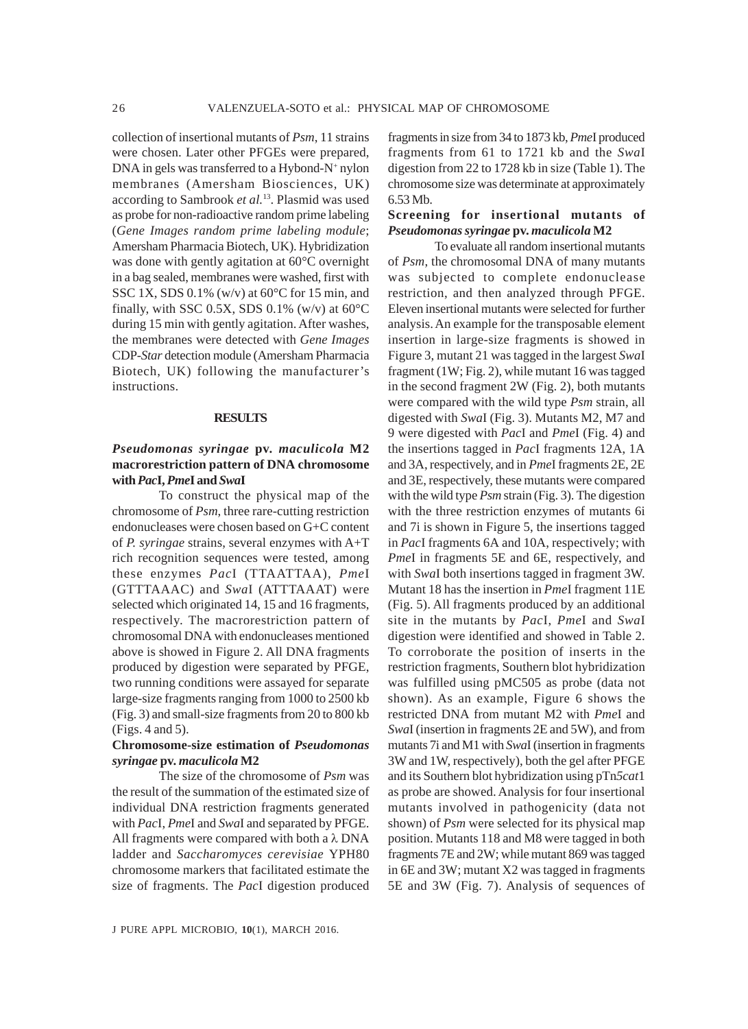collection of insertional mutants of *Psm*, 11 strains were chosen. Later other PFGEs were prepared, DNA in gels was transferred to a Hybond-N+ nylon membranes (Amersham Biosciences, UK) according to Sambrook *et al.*[13]. Plasmid was used as probe for non-radioactive random prime labeling (*Gene Images random prime labeling module*; Amersham Pharmacia Biotech, UK). Hybridization was done with gently agitation at 60°C overnight in a bag sealed, membranes were washed, first with SSC 1X, SDS 0.1% (w/v) at 60°C for 15 min, and finally, with SSC 0.5X, SDS 0.1% (w/v) at 60°C during 15 min with gently agitation. After washes, the membranes were detected with *Gene Images* CDP-*Star* detection module (Amersham Pharmacia Biotech, UK) following the manufacturer's instructions.

## RESULTS

### *Pseudomonas syringae* pv. *maculicola* M2 macrorestriction pattern of DNA chromosome with *Pac*I, *Pme*I and *Swa*I

To construct the physical map of the chromosome of *Psm*, three rare-cutting restriction endonucleases were chosen based on G+C content of *P. syringae* strains, several enzymes with A+T rich recognition sequences were tested, among these enzymes *Pac*I (TTAATTAA), *Pme*I (GTTTAAAC) and *Swa*I (ATTTAAAT) were selected which originated 14, 15 and 16 fragments, respectively. The macrorestriction pattern of chromosomal DNA with endonucleases mentioned above is showed in Figure 2. All DNA fragments produced by digestion were separated by PFGE, two running conditions were assayed for separate large-size fragments ranging from 1000 to 2500 kb (Fig. 3) and small-size fragments from 20 to 800 kb (Figs. 4 and 5).

### Chromosome-size estimation of *Pseudomonas syringae* pv. *maculicola* M2

The size of the chromosome of *Psm* was the result of the summation of the estimated size of individual DNA restriction fragments generated with *Pac*I, *Pme*I and *Swa*I and separated by PFGE. All fragments were compared with both a λ DNA ladder and *Saccharomyces cerevisiae* YPH80 chromosome markers that facilitated estimate the size of fragments. The *Pac*I digestion produced fragments in size from 34 to 1873 kb, *Pme*I produced fragments from 61 to 1721 kb and the *Swa*I digestion from 22 to 1728 kb in size (Table 1). The chromosome size was determinate at approximately 6.53 Mb.

### Screening for insertional mutants of *Pseudomonas syringae* pv. *maculicola* M2

To evaluate all random insertional mutants of *Psm*, the chromosomal DNA of many mutants was subjected to complete endonuclease restriction, and then analyzed through PFGE. Eleven insertional mutants were selected for further analysis. An example for the transposable element insertion in large-size fragments is showed in Figure 3, mutant 21 was tagged in the largest *Swa*I fragment (1W; Fig. 2), while mutant 16 was tagged in the second fragment 2W (Fig. 2), both mutants were compared with the wild type *Psm* strain, all digested with *Swa*I (Fig. 3). Mutants M2, M7 and 9 were digested with *Pac*I and *Pme*I (Fig. 4) and the insertions tagged in *Pac*I fragments 12A, 1A and 3A, respectively, and in *Pme*I fragments 2E, 2E and 3E, respectively, these mutants were compared with the wild type *Psm* strain (Fig. 3). The digestion with the three restriction enzymes of mutants 6i and 7i is shown in Figure 5, the insertions tagged in *Pac*I fragments 6A and 10A, respectively; with *Pme*I in fragments 5E and 6E, respectively, and with *Swa*I both insertions tagged in fragment 3W. Mutant 18 has the insertion in *Pme*I fragment 11E (Fig. 5). All fragments produced by an additional site in the mutants by *Pac*I, *Pme*I and *Swa*I digestion were identified and showed in Table 2. To corroborate the position of inserts in the restriction fragments, Southern blot hybridization was fulfilled using pMC505 as probe (data not shown). As an example, Figure 6 shows the restricted DNA from mutant M2 with *Pme*I and *Swa*I (insertion in fragments 2E and 5W), and from mutants 7i and M1 with *Swa*I (insertion in fragments 3W and 1W, respectively), both the gel after PFGE and its Southern blot hybridization using pTn*5cat*1 as probe are showed. Analysis for four insertional mutants involved in pathogenicity (data not shown) of *Psm* were selected for its physical map position. Mutants 118 and M8 were tagged in both fragments 7E and 2W; while mutant 869 was tagged in 6E and 3W; mutant X2 was tagged in fragments 5E and 3W (Fig. 7). Analysis of sequences of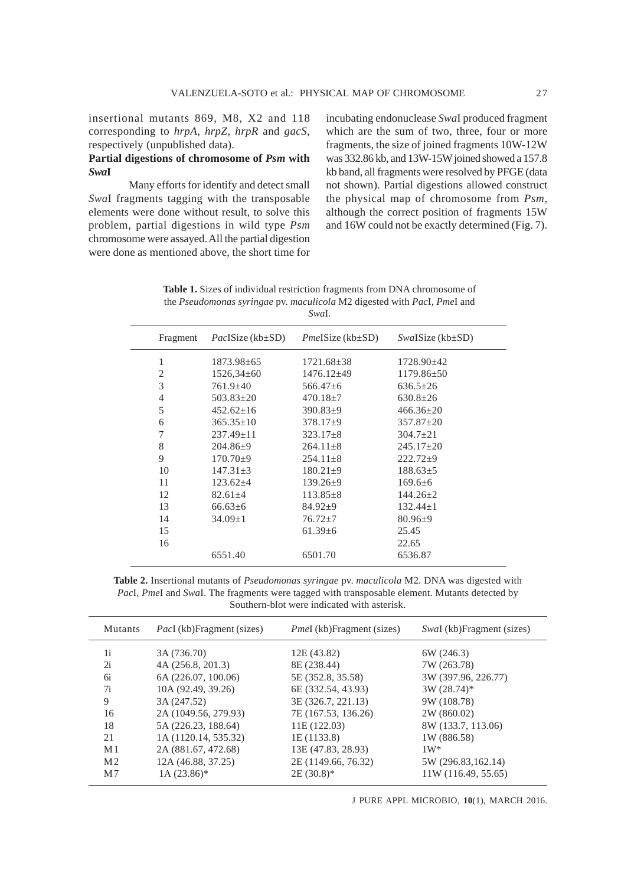insertional mutants 869, M8, X2 and 118 corresponding to *hrpA*, *hrpZ*, *hrpR* and *gacS*, respectively (unpublished data).

**Partial digestions of chromosome of *Psm* with *Swa*I**

Many efforts for identify and detect small *Swa*I fragments tagging with the transposable elements were done without result, to solve this problem, partial digestions in wild type *Psm* chromosome were assayed. All the partial digestion were done as mentioned above, the short time for incubating endonuclease *Swa*I produced fragment which are the sum of two, three, four or more fragments, the size of joined fragments 10W-12W was 332.86 kb, and 13W-15W joined showed a 157.8 kb band, all fragments were resolved by PFGE (data not shown). Partial digestions allowed construct the physical map of chromosome from *Psm*, although the correct position of fragments 15W and 16W could not be exactly determined (Fig. 7).

**Table 1.** Sizes of individual restriction fragments from DNA chromosome of the *Pseudomonas syringae* pv. *maculicola* M2 digested with *Pac*I, *Pme*I and *Swa*I.

| Fragment | *Pac*ISize (kb±SD) | *Pme*ISize (kb±SD) | *Swa*ISize (kb±SD) |
|---|---|---|---|
| 1 | 1873.98±65 | 1721.68±38 | 1728.90±42 |
| 2 | 1526,34±60 | 1476.12±49 | 1179.86±50 |
| 3 | 761.9±40 | 566.47±6 | 636.5±26 |
| 4 | 503.83±20 | 470.18±7 | 630.8±26 |
| 5 | 452.62±16 | 390.83±9 | 466.36±20 |
| 6 | 365.35±10 | 378.17±9 | 357.87±20 |
| 7 | 237.49±11 | 323.17±8 | 304.7±21 |
| 8 | 204.86±9 | 264.11±8 | 245.17±20 |
| 9 | 170.70±9 | 254.11±8 | 222.72±9 |
| 10 | 147.31±3 | 180.21±9 | 188.63±5 |
| 11 | 123.62±4 | 139.26±9 | 169.6±6 |
| 12 | 82.61±4 | 113.85±8 | 144.26±2 |
| 13 | 66.63±6 | 84.92±9 | 132.44±1 |
| 14 | 34.09±1 | 76.72±7 | 80.96±9 |
| 15 | | 61.39±6 | 25.45 |
| 16 | | | 22.65 |
| | 6551.40 | 6501.70 | 6536.87 |

**Table 2.** Insertional mutants of *Pseudomonas syringae* pv. *maculicola* M2. DNA was digested with *Pac*I, *Pme*I and *Swa*I. The fragments were tagged with transposable element. Mutants detected by Southern-blot were indicated with asterisk.

| Mutants | *Pac*I (kb)Fragment (sizes) | *Pme*I (kb)Fragment (sizes) | *Swa*I (kb)Fragment (sizes) |
|---|---|---|---|
| 1i | 3A (736.70) | 12E (43.82) | 6W (246.3) |
| 2i | 4A (256.8, 201.3) | 8E (238.44) | 7W (263.78) |
| 6i | 6A (226.07, 100.06) | 5E (352.8, 35.58) | 3W (397.96, 226.77) |
| 7i | 10A (92.49, 39.26) | 6E (332.54, 43.93) | 3W (28.74)* |
| 9 | 3A (247.52) | 3E (326.7, 221.13) | 9W (108.78) |
| 16 | 2A (1049.56, 279.93) | 7E (167.53, 136.26) | 2W (860.02) |
| 18 | 5A (226.23, 188.64) | 11E (122.03) | 8W (133.7, 113.06) |
| 21 | 1A (1120.14, 535.32) | 1E (1133.8) | 1W (886.58) |
| M1 | 2A (881.67, 472.68) | 13E (47.83, 28.93) | 1W* |
| M2 | 12A (46.88, 37.25) | 2E (1149.66, 76.32) | 5W (296.83,162.14) |
| M7 | 1A (23.86)* | 2E (30.8)* | 11W (116.49, 55.65) |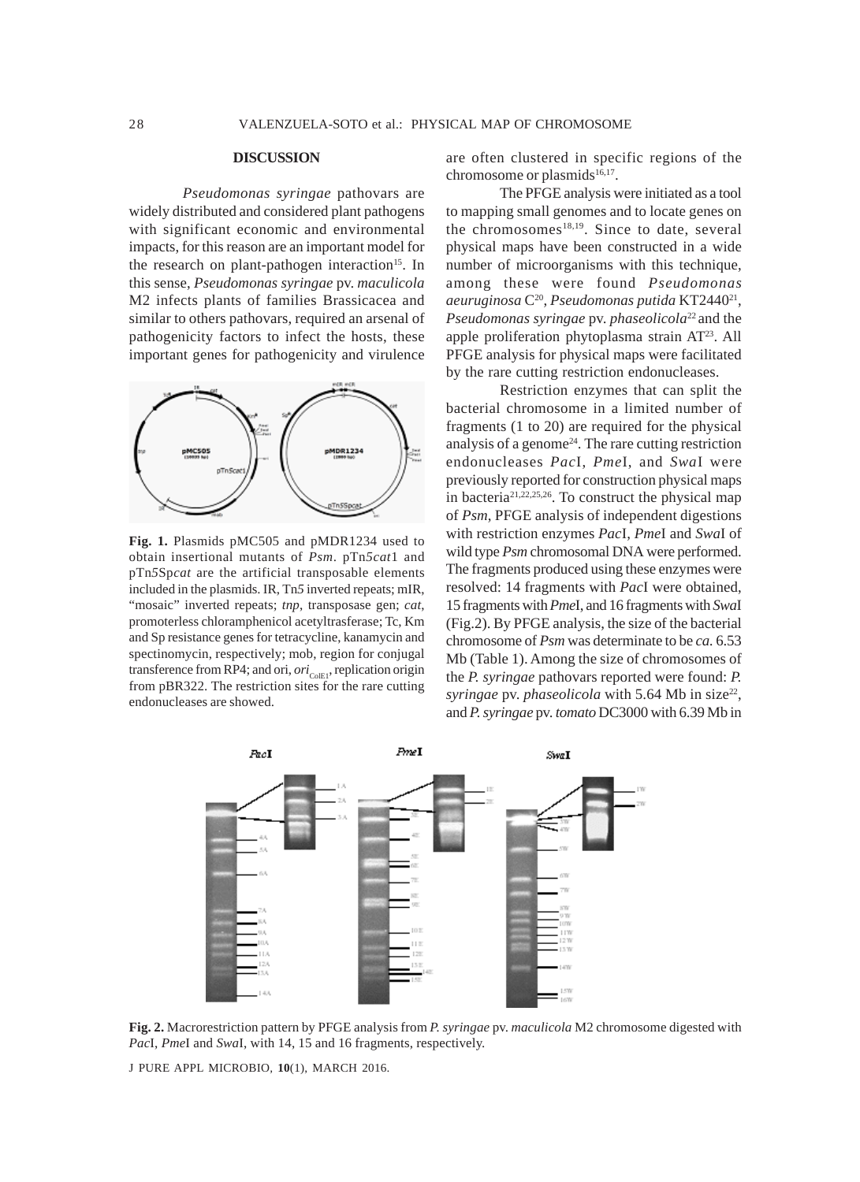## DISCUSSION

*Pseudomonas syringae* pathovars are widely distributed and considered plant pathogens with significant economic and environmental impacts, for this reason are an important model for the research on plant-pathogen interaction[15]. In this sense, *Pseudomonas syringae* pv. *maculicola* M2 infects plants of families Brassicacea and similar to others pathovars, required an arsenal of pathogenicity factors to infect the hosts, these important genes for pathogenicity and virulence are often clustered in specific regions of the chromosome or plasmids[16,17].

The PFGE analysis were initiated as a tool to mapping small genomes and to locate genes on the chromosomes[18,19]. Since to date, several physical maps have been constructed in a wide number of microorganisms with this technique, among these were found *Pseudomonas aeuruginosa* C[20], *Pseudomonas putida* KT2440[21], *Pseudomonas syringae* pv. *phaseolicola*[22] and the apple proliferation phytoplasma strain AT[23]. All PFGE analysis for physical maps were facilitated by the rare cutting restriction endonucleases.

Restriction enzymes that can split the bacterial chromosome in a limited number of fragments (1 to 20) are required for the physical analysis of a genome[24]. The rare cutting restriction endonucleases *Pac*I, *Pme*I, and *Swa*I were previously reported for construction physical maps in bacteria[21,22,25,26]. To construct the physical map of *Psm*, PFGE analysis of independent digestions with restriction enzymes *Pac*I, *Pme*I and *Swa*I of wild type *Psm* chromosomal DNA were performed. The fragments produced using these enzymes were resolved: 14 fragments with *Pac*I were obtained, 15 fragments with *Pme*I, and 16 fragments with *Swa*I (Fig.2). By PFGE analysis, the size of the bacterial chromosome of *Psm* was determinate to be *ca.* 6.53 Mb (Table 1). Among the size of chromosomes of the *P. syringae* pathovars reported were found: *P. syringae* pv. *phaseolicola* with 5.64 Mb in size[22], and *P. syringae* pv. *tomato* DC3000 with 6.39 Mb in

**Fig. 1.** Plasmids pMC505 and pMDR1234 used to obtain insertional mutants of *Psm*. pTn*5cat*1 and pTn*5*Sp*cat* are the artificial transposable elements included in the plasmids. IR, Tn*5* inverted repeats; mIR, "mosaic" inverted repeats; *tnp*, transposase gen; *cat*, promoterless chloramphenicol acetyltrasferase; Tc, Km and Sp resistance genes for tetracycline, kanamycin and spectinomycin, respectively; mob, region for conjugal transference from RP4; and ori, $ori_{ColE1}$, replication origin from pBR322. The restriction sites for the rare cutting endonucleases are showed.

**Fig. 2.** Macrorestriction pattern by PFGE analysis from *P. syringae* pv. *maculicola* M2 chromosome digested with *Pac*I, *Pme*I and *Swa*I, with 14, 15 and 16 fragments, respectively.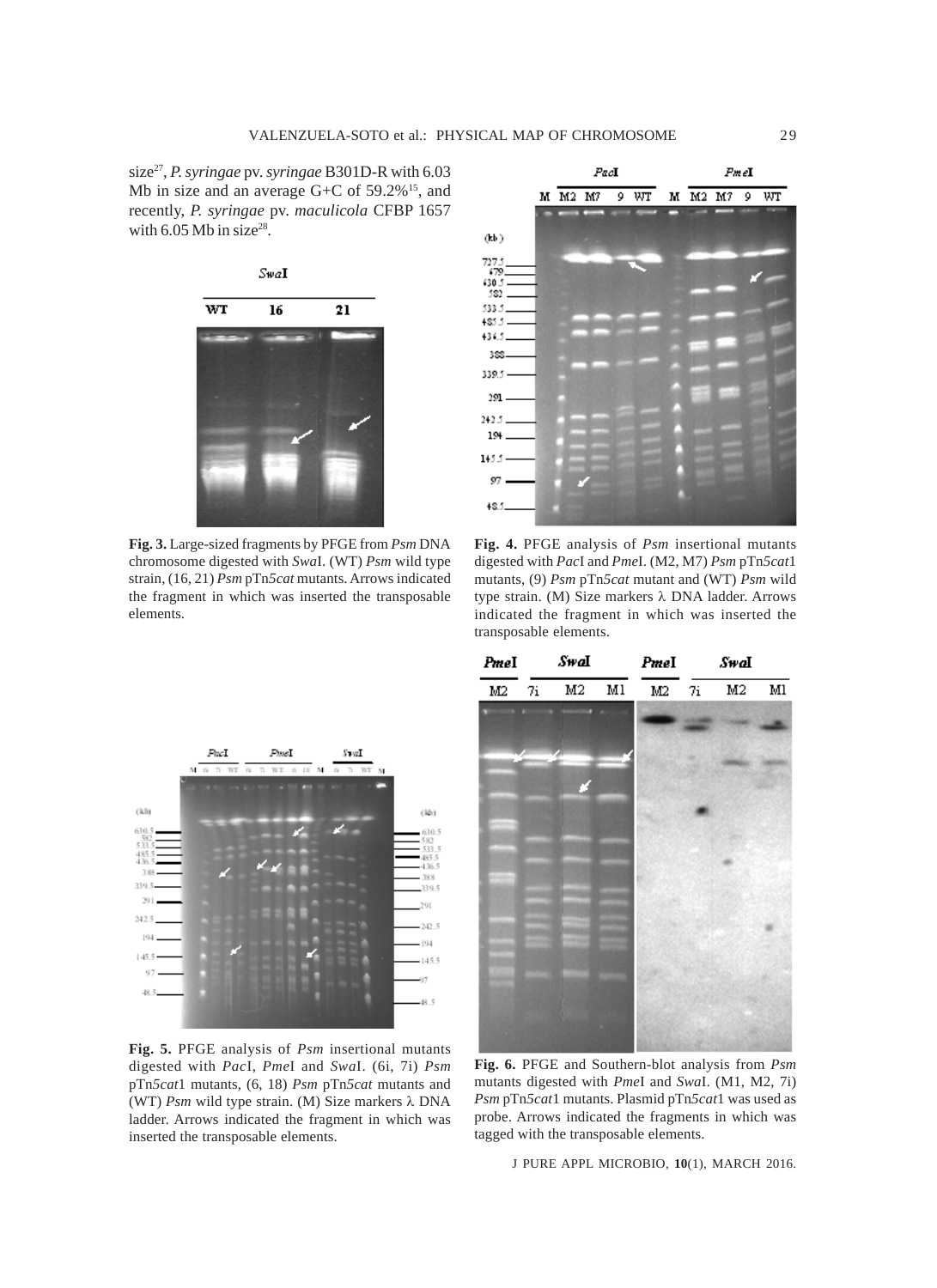size[27], *P. syringae* pv. *syringae* B301D-R with 6.03 Mb in size and an average G+C of 59.2%[15], and recently, *P. syringae* pv. *maculicola* CFBP 1657 with 6.05 Mb in size[28].

**Fig. 3.** Large-sized fragments by PFGE from *Psm* DNA chromosome digested with *Swa*I. (WT) *Psm* wild type strain, (16, 21) *Psm* pTn*5cat* mutants. Arrows indicated the fragment in which was inserted the transposable elements.

**Fig. 4.** PFGE analysis of *Psm* insertional mutants digested with *Pac*I and *Pme*I. (M2, M7) *Psm* pTn*5cat*1 mutants, (9) *Psm* pTn*5cat* mutant and (WT) *Psm* wild type strain. (M) Size markers λ DNA ladder. Arrows indicated the fragment in which was inserted the transposable elements.

**Fig. 5.** PFGE analysis of *Psm* insertional mutants digested with *Pac*I, *Pme*I and *Swa*I. (6i, 7i) *Psm* pTn*5cat*1 mutants, (6, 18) *Psm* pTn*5cat* mutants and (WT) *Psm* wild type strain. (M) Size markers λ DNA ladder. Arrows indicated the fragment in which was inserted the transposable elements.

**Fig. 6.** PFGE and Southern-blot analysis from *Psm* mutants digested with *Pme*I and *Swa*I. (M1, M2, 7i) *Psm* pTn*5cat*1 mutants. Plasmid pTn*5cat*1 was used as probe. Arrows indicated the fragments in which was tagged with the transposable elements.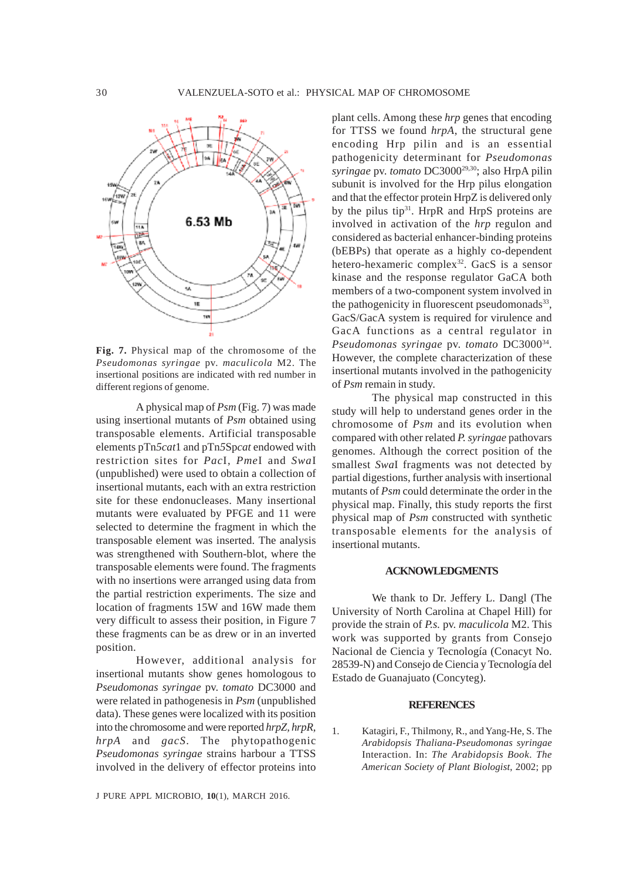**Fig. 7.** Physical map of the chromosome of the *Pseudomonas syringae* pv. *maculicola* M2. The insertional positions are indicated with red number in different regions of genome.

A physical map of *Psm* (Fig. 7) was made using insertional mutants of *Psm* obtained using transposable elements. Artificial transposable elements pTn*5cat*1 and pTn*5*Sp*cat* endowed with restriction sites for *Pac*I, *Pme*I and *Swa*I (unpublished) were used to obtain a collection of insertional mutants, each with an extra restriction site for these endonucleases. Many insertional mutants were evaluated by PFGE and 11 were selected to determine the fragment in which the transposable element was inserted. The analysis was strengthened with Southern-blot, where the transposable elements were found. The fragments with no insertions were arranged using data from the partial restriction experiments. The size and location of fragments 15W and 16W made them very difficult to assess their position, in Figure 7 these fragments can be as drew or in an inverted position.

However, additional analysis for insertional mutants show genes homologous to *Pseudomonas syringae* pv. *tomato* DC3000 and were related in pathogenesis in *Psm* (unpublished data). These genes were localized with its position into the chromosome and were reported *hrpZ*, *hrpR*, *hrpA* and *gacS*. The phytopathogenic *Pseudomonas syringae* strains harbour a TTSS involved in the delivery of effector proteins into plant cells. Among these *hrp* genes that encoding for TTSS we found *hrpA*, the structural gene encoding Hrp pilin and is an essential pathogenicity determinant for *Pseudomonas syringae* pv. *tomato* DC3000[29,30]; also HrpA pilin subunit is involved for the Hrp pilus elongation and that the effector protein HrpZ is delivered only by the pilus tip[31]. HrpR and HrpS proteins are involved in activation of the *hrp* regulon and considered as bacterial enhancer-binding proteins (bEBPs) that operate as a highly co-dependent hetero-hexameric complex[32]. GacS is a sensor kinase and the response regulator GaCA both members of a two-component system involved in the pathogenicity in fluorescent pseudomonads[33], GacS/GacA system is required for virulence and GacA functions as a central regulator in *Pseudomonas syringae* pv. *tomato* DC3000[34]. However, the complete characterization of these insertional mutants involved in the pathogenicity of *Psm* remain in study.

The physical map constructed in this study will help to understand genes order in the chromosome of *Psm* and its evolution when compared with other related *P. syringae* pathovars genomes. Although the correct position of the smallest *Swa*I fragments was not detected by partial digestions, further analysis with insertional mutants of *Psm* could determinate the order in the physical map. Finally, this study reports the first physical map of *Psm* constructed with synthetic transposable elements for the analysis of insertional mutants.

## ACKNOWLEDGMENTS

We thank to Dr. Jeffery L. Dangl (The University of North Carolina at Chapel Hill) for provide the strain of *P.s.* pv. *maculicola* M2. This work was supported by grants from Consejo Nacional de Ciencia y Tecnología (Conacyt No. 28539-N) and Consejo de Ciencia y Tecnología del Estado de Guanajuato (Concyteg).

## REFERENCES

1. Katagiri, F., Thilmony, R., and Yang-He, S. The *Arabidopsis Thaliana-Pseudomonas syringae* Interaction. In: *The Arabidopsis Book*. *The American Society of Plant Biologist*, 2002; pp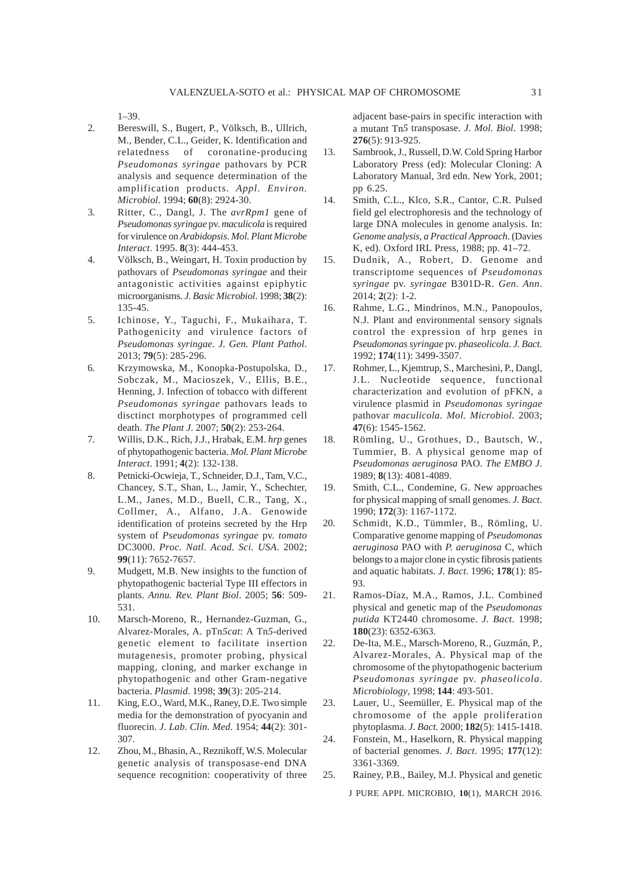1–39.

2. Bereswill, S., Bugert, P., Völksch, B., Ullrich, M., Bender, C.L., Geider, K. Identification and relatedness of coronatine-producing *Pseudomonas syringae* pathovars by PCR analysis and sequence determination of the amplification products. *Appl. Environ. Microbiol*. 1994; **60**(8): 2924-30.
3. Ritter, C., Dangl, J. The *avrRpm1* gene of *Pseudomonas syringae* pv. *maculicola* is required for virulence on *Arabidopsis*. *Mol. Plant Microbe Interact*. 1995. **8**(3): 444-453.
4. Völksch, B., Weingart, H. Toxin production by pathovars of *Pseudomonas syringae* and their antagonistic activities against epiphytic microorganisms. *J. Basic Microbiol*. 1998; **38**(2): 135-45.
5. Ichinose, Y., Taguchi, F., Mukaihara, T. Pathogenicity and virulence factors of *Pseudomonas syringae*. *J. Gen. Plant Pathol*. 2013; **79**(5): 285-296.
6. Krzymowska, M., Konopka-Postupolska, D., Sobczak, M., Macioszek, V., Ellis, B.E., Henning, J. Infection of tobacco with different *Pseudomonas syringae* pathovars leads to disctinct morphotypes of programmed cell death. *The Plant J*. 2007; **50**(2): 253-264.
7. Willis, D.K., Rich, J.J., Hrabak, E.M. *hrp* genes of phytopathogenic bacteria. *Mol. Plant Microbe Interact*. 1991; **4**(2): 132-138.
8. Petnicki-Ocwieja, T., Schneider, D.J., Tam, V.C., Chancey, S.T., Shan, L., Jamir, Y., Schechter, L.M., Janes, M.D., Buell, C.R., Tang, X., Collmer, A., Alfano, J.A. Genowide identification of proteins secreted by the Hrp system of *Pseudomonas syringae* pv. *tomato* DC3000. *Proc. Natl. Acad. Sci. USA*. 2002; **99**(11): 7652-7657.
9. Mudgett, M.B. New insights to the function of phytopathogenic bacterial Type III effectors in plants. *Annu. Rev. Plant Biol*. 2005; **56**: 509-531.
10. Marsch-Moreno, R., Hernandez-Guzman, G., Alvarez-Morales, A. pTn*5cat*: A Tn*5*-derived genetic element to facilitate insertion mutagenesis, promoter probing, physical mapping, cloning, and marker exchange in phytopathogenic and other Gram-negative bacteria. *Plasmid*. 1998; **39**(3): 205-214.
11. King, E.O., Ward, M.K., Raney, D.E. Two simple media for the demonstration of pyocyanin and fluorecin. *J. Lab. Clin. Med*. 1954; **44**(2): 301-307.
12. Zhou, M., Bhasin, A., Reznikoff, W.S. Molecular genetic analysis of transposase-end DNA sequence recognition: cooperativity of three adjacent base-pairs in specific interaction with a mutant Tn*5* transposase. *J. Mol. Biol*. 1998; **276**(5): 913-925.
13. Sambrook, J., Russell, D.W. Cold Spring Harbor Laboratory Press (ed): Molecular Cloning: A Laboratory Manual, 3rd edn. New York, 2001; pp 6.25.
14. Smith, C.L., Klco, S.R., Cantor, C.R. Pulsed field gel electrophoresis and the technology of large DNA molecules in genome analysis. In: *Genome analysis, a Practical Approach*. (Davies K, ed). Oxford IRL Press, 1988; pp. 41–72.
15. Dudnik, A., Robert, D. Genome and transcriptome sequences of *Pseudomonas syringae* pv. *syringae* B301D-R. *Gen. Ann*. 2014; **2**(2): 1-2.
16. Rahme, L.G., Mindrinos, M.N., Panopoulos, N.J. Plant and environmental sensory signals control the expression of hrp genes in *Pseudomonas syringae* pv. *phaseolicola*. *J. Bact*. 1992; **174**(11): 3499-3507.
17. Rohmer, L., Kjemtrup, S., Marchesini, P., Dangl, J.L. Nucleotide sequence, functional characterization and evolution of pFKN, a virulence plasmid in *Pseudomonas syringae* pathovar *maculicola*. *Mol. Microbiol*. 2003; **47**(6): 1545-1562.
18. Römling, U., Grothues, D., Bautsch, W., Tummier, B. A physical genome map of *Pseudomonas aeruginosa* PAO. *The EMBO J*. 1989; **8**(13): 4081-4089.
19. Smith, C.L., Condemine, G. New approaches for physical mapping of small genomes. *J. Bact*. 1990; **172**(3): 1167-1172.
20. Schmidt, K.D., Tümmler, B., Römling, U. Comparative genome mapping of *Pseudomonas aeruginosa* PAO with *P. aeruginosa* C, which belongs to a major clone in cystic fibrosis patients and aquatic habitats. *J. Bact*. 1996; **178**(1): 85-93.
21. Ramos-Díaz, M.A., Ramos, J.L. Combined physical and genetic map of the *Pseudomonas putida* KT2440 chromosome. *J. Bact*. 1998; **180**(23): 6352-6363.
22. De-Ita, M.E., Marsch-Moreno, R., Guzmán, P., Alvarez-Morales, A. Physical map of the chromosome of the phytopathogenic bacterium *Pseudomonas syringae* pv. *phaseolicola*. *Microbiology*, 1998; **144**: 493-501.
23. Lauer, U., Seemüller, E. Physical map of the chromosome of the apple proliferation phytoplasma. *J. Bact*. 2000; **182**(5): 1415-1418.
24. Fonstein, M., Haselkorn, R. Physical mapping of bacterial genomes. *J. Bact*. 1995; **177**(12): 3361-3369.
25. Rainey, P.B., Bailey, M.J. Physical and genetic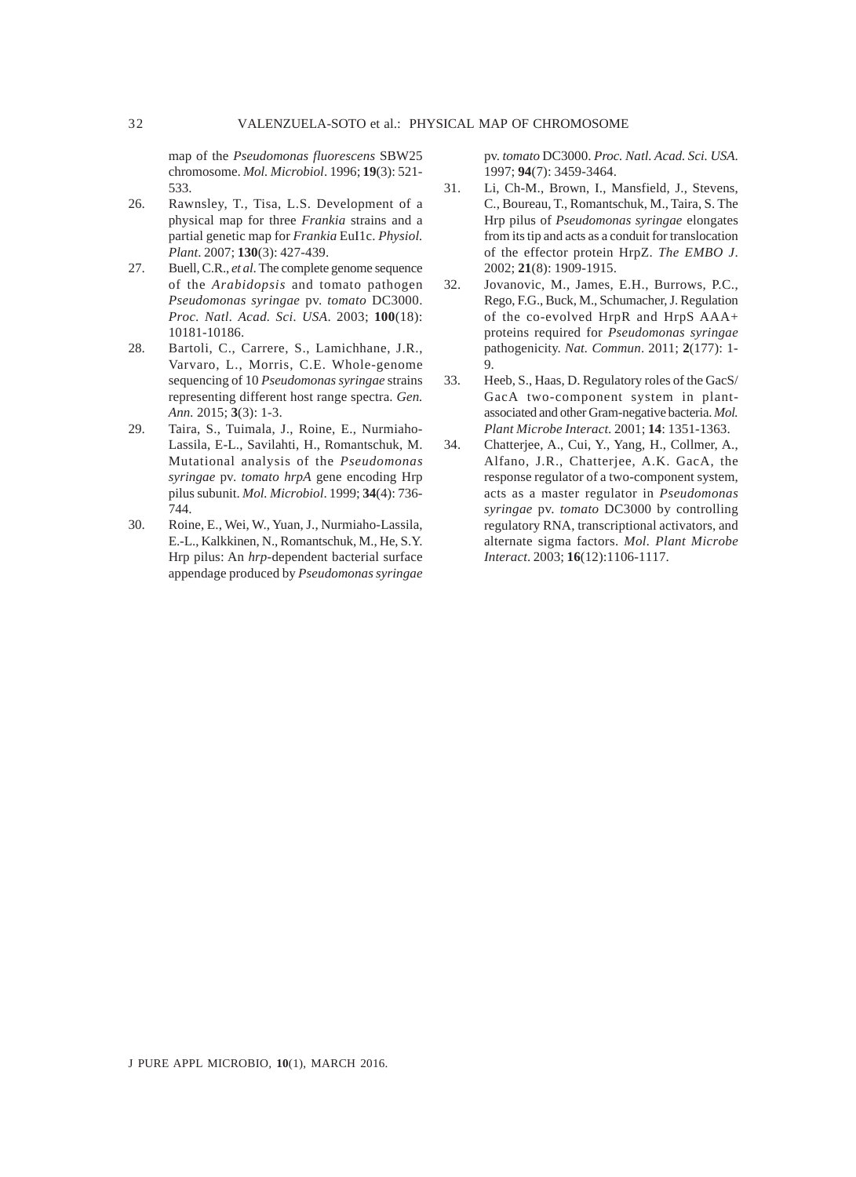map of the *Pseudomonas fluorescens* SBW25 chromosome. *Mol. Microbiol*. 1996; **19**(3): 521-533.

26. Rawnsley, T., Tisa, L.S. Development of a physical map for three *Frankia* strains and a partial genetic map for *Frankia* EuI1c. *Physiol. Plant*. 2007; **130**(3): 427-439.
27. Buell, C.R., *et al*. The complete genome sequence of the *Arabidopsis* and tomato pathogen *Pseudomonas syringae* pv. *tomato* DC3000. *Proc. Natl. Acad. Sci. USA*. 2003; **100**(18): 10181-10186.
28. Bartoli, C., Carrere, S., Lamichhane, J.R., Varvaro, L., Morris, C.E. Whole-genome sequencing of 10 *Pseudomonas syringae* strains representing different host range spectra. *Gen. Ann.* 2015; **3**(3): 1-3.
29. Taira, S., Tuimala, J., Roine, E., Nurmiaho-Lassila, E-L., Savilahti, H., Romantschuk, M. Mutational analysis of the *Pseudomonas syringae* pv. *tomato hrpA* gene encoding Hrp pilus subunit. *Mol. Microbiol*. 1999; **34**(4): 736-744.
30. Roine, E., Wei, W., Yuan, J., Nurmiaho-Lassila, E.-L., Kalkkinen, N., Romantschuk, M., He, S.Y. Hrp pilus: An *hrp*-dependent bacterial surface appendage produced by *Pseudomonas syringae* pv. *tomato* DC3000. *Proc. Natl. Acad. Sci. USA.* 1997; **94**(7): 3459-3464.
31. Li, Ch-M., Brown, I., Mansfield, J., Stevens, C., Boureau, T., Romantschuk, M., Taira, S. The Hrp pilus of *Pseudomonas syringae* elongates from its tip and acts as a conduit for translocation of the effector protein HrpZ. *The EMBO J*. 2002; **21**(8): 1909-1915.
32. Jovanovic, M., James, E.H., Burrows, P.C., Rego, F.G., Buck, M., Schumacher, J. Regulation of the co-evolved HrpR and HrpS AAA+ proteins required for *Pseudomonas syringae* pathogenicity. *Nat. Commun*. 2011; **2**(177): 1-9.
33. Heeb, S., Haas, D. Regulatory roles of the GacS/GacA two-component system in plant-associated and other Gram-negative bacteria. *Mol. Plant Microbe Interact.* 2001; **14**: 1351-1363.
34. Chatterjee, A., Cui, Y., Yang, H., Collmer, A., Alfano, J.R., Chatterjee, A.K. GacA, the response regulator of a two-component system, acts as a master regulator in *Pseudomonas syringae* pv. *tomato* DC3000 by controlling regulatory RNA, transcriptional activators, and alternate sigma factors. *Mol. Plant Microbe Interact*. 2003; **16**(12):1106-1117.